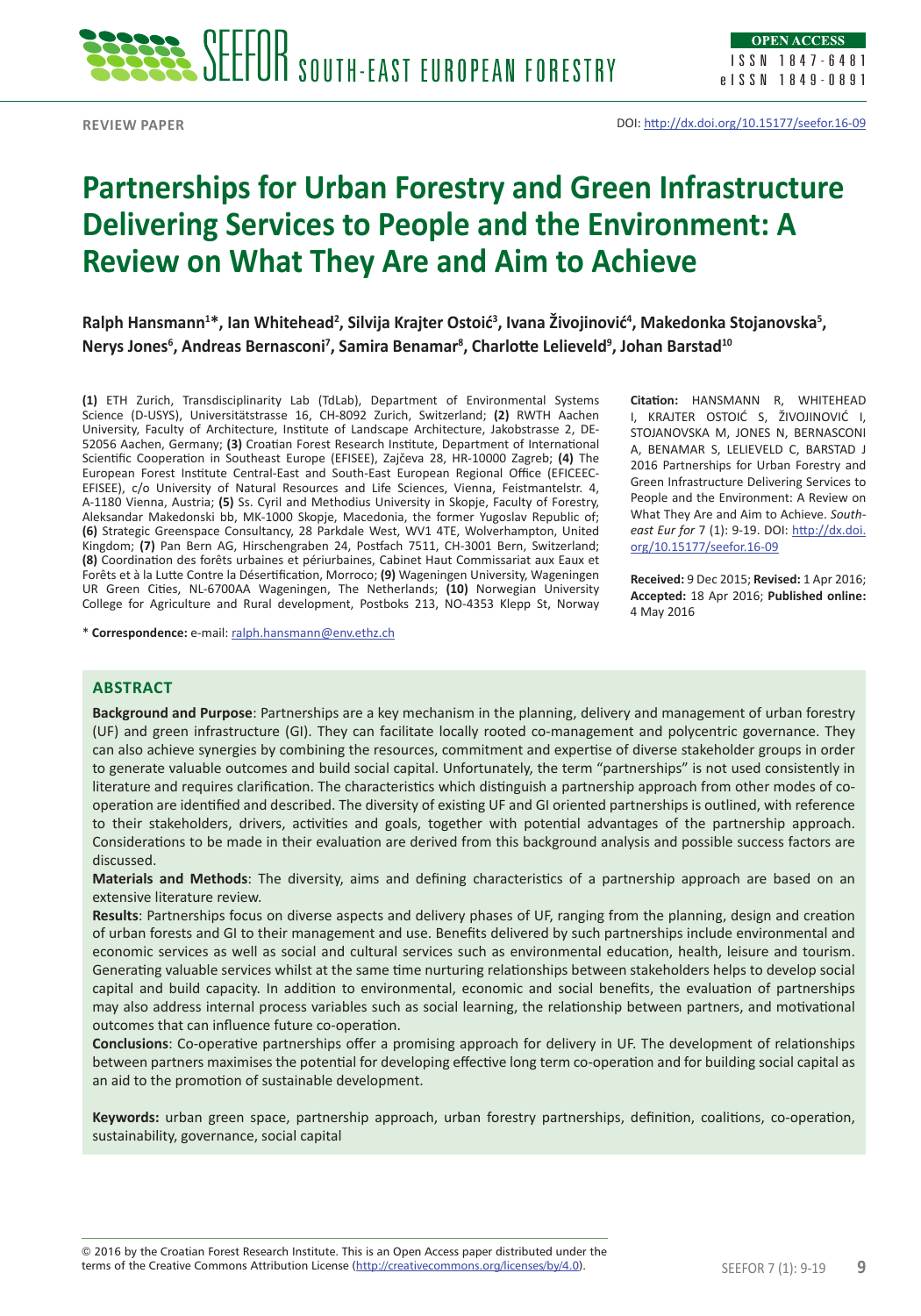REVIEW PAPER

DOI: http://dx.doi.org/10.15177/seefor.16-09

# Partnerships for Urban Forestry and Green Infrastructure Delivering Services to People and the Environment: A Review on What They Are and Aim to Achieve

**Ralph Hansmann[1]*, Ian Whitehead[2], Silvija Krajter Ostoić[3], Ivana Živojinović[4], Makedonka Stojanovska[5], Nerys Jones[6], Andreas Bernasconi[7], Samira Benamar[8], Charlotte Lelieveld[9], Johan Barstad[10]**

**(1)** ETH Zurich, Transdisciplinarity Lab (TdLab), Department of Environmental Systems Science (D-USYS), Universitätstrasse 16, CH-8092 Zurich, Switzerland; **(2)** RWTH Aachen University, Faculty of Architecture, Institute of Landscape Architecture, Jakobstrasse 2, DE-52056 Aachen, Germany; **(3)** Croatian Forest Research Institute, Department of International Scientific Cooperation in Southeast Europe (EFISEE), Zajčeva 28, HR-10000 Zagreb; **(4)** The European Forest Institute Central-East and South-East European Regional Office (EFICEEC-EFISEE), c/o University of Natural Resources and Life Sciences, Vienna, Feistmantelstr. 4, A-1180 Vienna, Austria; **(5)** Ss. Cyril and Methodius University in Skopje, Faculty of Forestry, Aleksandar Makedonski bb, MK-1000 Skopje, Macedonia, the former Yugoslav Republic of; **(6)** Strategic Greenspace Consultancy, 28 Parkdale West, WV1 4TE, Wolverhampton, United Kingdom; **(7)** Pan Bern AG, Hirschengraben 24, Postfach 7511, CH-3001 Bern, Switzerland; **(8)** Coordination des forêts urbaines et périurbaines, Cabinet Haut Commissariat aux Eaux et Forêts et à la Lutte Contre la Désertification, Morroco; **(9)** Wageningen University, Wageningen UR Green Cities, NL-6700AA Wageningen, The Netherlands; **(10)** Norwegian University College for Agriculture and Rural development, Postboks 213, NO-4353 Klepp St, Norway

\* **Correspondence:** e-mail: ralph.hansmann@env.ethz.ch

**Citation:** HANSMANN R, WHITEHEAD I, KRAJTER OSTOIĆ S, ŽIVOJINOVIĆ I, STOJANOVSKA M, JONES N, BERNASCONI A, BENAMAR S, LELIEVELD C, BARSTAD J 2016 Partnerships for Urban Forestry and Green Infrastructure Delivering Services to People and the Environment: A Review on What They Are and Aim to Achieve. *South-east Eur for* 7 (1): 9-19. DOI: http://dx.doi.org/10.15177/seefor.16-09

**Received:** 9 Dec 2015; **Revised:** 1 Apr 2016; **Accepted:** 18 Apr 2016; **Published online:** 4 May 2016

## ABSTRACT

**Background and Purpose**: Partnerships are a key mechanism in the planning, delivery and management of urban forestry (UF) and green infrastructure (GI). They can facilitate locally rooted co-management and polycentric governance. They can also achieve synergies by combining the resources, commitment and expertise of diverse stakeholder groups in order to generate valuable outcomes and build social capital. Unfortunately, the term "partnerships" is not used consistently in literature and requires clarification. The characteristics which distinguish a partnership approach from other modes of co-operation are identified and described. The diversity of existing UF and GI oriented partnerships is outlined, with reference to their stakeholders, drivers, activities and goals, together with potential advantages of the partnership approach. Considerations to be made in their evaluation are derived from this background analysis and possible success factors are discussed.

**Materials and Methods**: The diversity, aims and defining characteristics of a partnership approach are based on an extensive literature review.

**Results**: Partnerships focus on diverse aspects and delivery phases of UF, ranging from the planning, design and creation of urban forests and GI to their management and use. Benefits delivered by such partnerships include environmental and economic services as well as social and cultural services such as environmental education, health, leisure and tourism. Generating valuable services whilst at the same time nurturing relationships between stakeholders helps to develop social capital and build capacity. In addition to environmental, economic and social benefits, the evaluation of partnerships may also address internal process variables such as social learning, the relationship between partners, and motivational outcomes that can influence future co-operation.

**Conclusions**: Co-operative partnerships offer a promising approach for delivery in UF. The development of relationships between partners maximises the potential for developing effective long term co-operation and for building social capital as an aid to the promotion of sustainable development.

**Keywords:** urban green space, partnership approach, urban forestry partnerships, definition, coalitions, co-operation, sustainability, governance, social capital

© 2016 by the Croatian Forest Research Institute. This is an Open Access paper distributed under the terms of the Creative Commons Attribution License (http://creativecommons.org/licenses/by/4.0).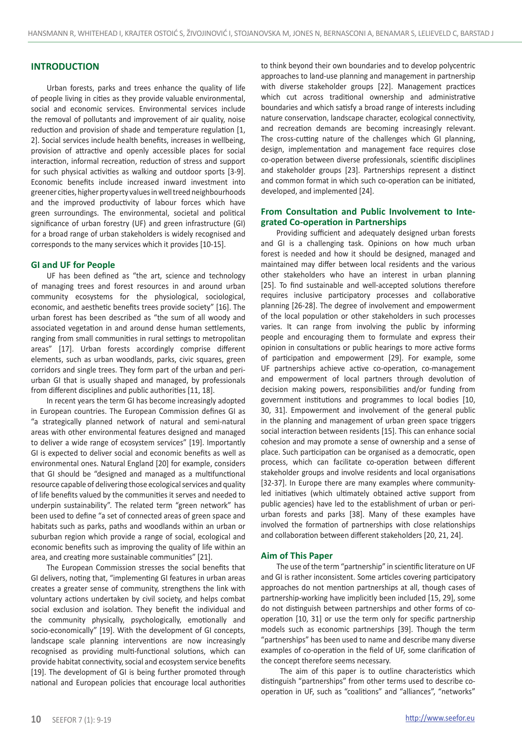## INTRODUCTION

Urban forests, parks and trees enhance the quality of life of people living in cities as they provide valuable environmental, social and economic services. Environmental services include the removal of pollutants and improvement of air quality, noise reduction and provision of shade and temperature regulation [1, 2]. Social services include health benefits, increases in wellbeing, provision of attractive and openly accessible places for social interaction, informal recreation, reduction of stress and support for such physical activities as walking and outdoor sports [3-9]. Economic benefits include increased inward investment into greener cities, higher property values in well treed neighbourhoods and the improved productivity of labour forces which have green surroundings. The environmental, societal and political significance of urban forestry (UF) and green infrastructure (GI) for a broad range of urban stakeholders is widely recognised and corresponds to the many services which it provides [10-15].

### GI and UF for People

UF has been defined as "the art, science and technology of managing trees and forest resources in and around urban community ecosystems for the physiological, sociological, economic, and aesthetic benefits trees provide society" [16]. The urban forest has been described as "the sum of all woody and associated vegetation in and around dense human settlements, ranging from small communities in rural settings to metropolitan areas" [17]. Urban forests accordingly comprise different elements, such as urban woodlands, parks, civic squares, green corridors and single trees. They form part of the urban and peri-urban GI that is usually shaped and managed, by professionals from different disciplines and public authorities [11, 18].

In recent years the term GI has become increasingly adopted in European countries. The European Commission defines GI as "a strategically planned network of natural and semi-natural areas with other environmental features designed and managed to deliver a wide range of ecosystem services" [19]. Importantly GI is expected to deliver social and economic benefits as well as environmental ones. Natural England [20] for example, considers that GI should be "designed and managed as a multifunctional resource capable of delivering those ecological services and quality of life benefits valued by the communities it serves and needed to underpin sustainability". The related term "green network" has been used to define "a set of connected areas of green space and habitats such as parks, paths and woodlands within an urban or suburban region which provide a range of social, ecological and economic benefits such as improving the quality of life within an area, and creating more sustainable communities" [21].

The European Commission stresses the social benefits that GI delivers, noting that, "implementing GI features in urban areas creates a greater sense of community, strengthens the link with voluntary actions undertaken by civil society, and helps combat social exclusion and isolation. They benefit the individual and the community physically, psychologically, emotionally and socio-economically" [19]. With the development of GI concepts, landscape scale planning interventions are now increasingly recognised as providing multi-functional solutions, which can provide habitat connectivity, social and ecosystem service benefits [19]. The development of GI is being further promoted through national and European policies that encourage local authorities to think beyond their own boundaries and to develop polycentric approaches to land-use planning and management in partnership with diverse stakeholder groups [22]. Management practices which cut across traditional ownership and administrative boundaries and which satisfy a broad range of interests including nature conservation, landscape character, ecological connectivity, and recreation demands are becoming increasingly relevant. The cross-cutting nature of the challenges which GI planning, design, implementation and management face requires close co-operation between diverse professionals, scientific disciplines and stakeholder groups [23]. Partnerships represent a distinct and common format in which such co-operation can be initiated, developed, and implemented [24].

### From Consultation and Public Involvement to Integrated Co-operation in Partnerships

Providing sufficient and adequately designed urban forests and GI is a challenging task. Opinions on how much urban forest is needed and how it should be designed, managed and maintained may differ between local residents and the various other stakeholders who have an interest in urban planning [25]. To find sustainable and well-accepted solutions therefore requires inclusive participatory processes and collaborative planning [26-28]. The degree of involvement and empowerment of the local population or other stakeholders in such processes varies. It can range from involving the public by informing people and encouraging them to formulate and express their opinion in consultations or public hearings to more active forms of participation and empowerment [29]. For example, some UF partnerships achieve active co-operation, co-management and empowerment of local partners through devolution of decision making powers, responsibilities and/or funding from government institutions and programmes to local bodies [10, 30, 31]. Empowerment and involvement of the general public in the planning and management of urban green space triggers social interaction between residents [15]. This can enhance social cohesion and may promote a sense of ownership and a sense of place. Such participation can be organised as a democratic, open process, which can facilitate co-operation between different stakeholder groups and involve residents and local organisations [32-37]. In Europe there are many examples where community-led initiatives (which ultimately obtained active support from public agencies) have led to the establishment of urban or peri-urban forests and parks [38]. Many of these examples have involved the formation of partnerships with close relationships and collaboration between different stakeholders [20, 21, 24].

### Aim of This Paper

The use of the term "partnership" in scientific literature on UF and GI is rather inconsistent. Some articles covering participatory approaches do not mention partnerships at all, though cases of partnership-working have implicitly been included [15, 29], some do not distinguish between partnerships and other forms of co-operation [10, 31] or use the term only for specific partnership models such as economic partnerships [39]. Though the term "partnerships" has been used to name and describe many diverse examples of co-operation in the field of UF, some clarification of the concept therefore seems necessary.

The aim of this paper is to outline characteristics which distinguish "partnerships" from other terms used to describe co-operation in UF, such as "coalitions" and "alliances", "networks"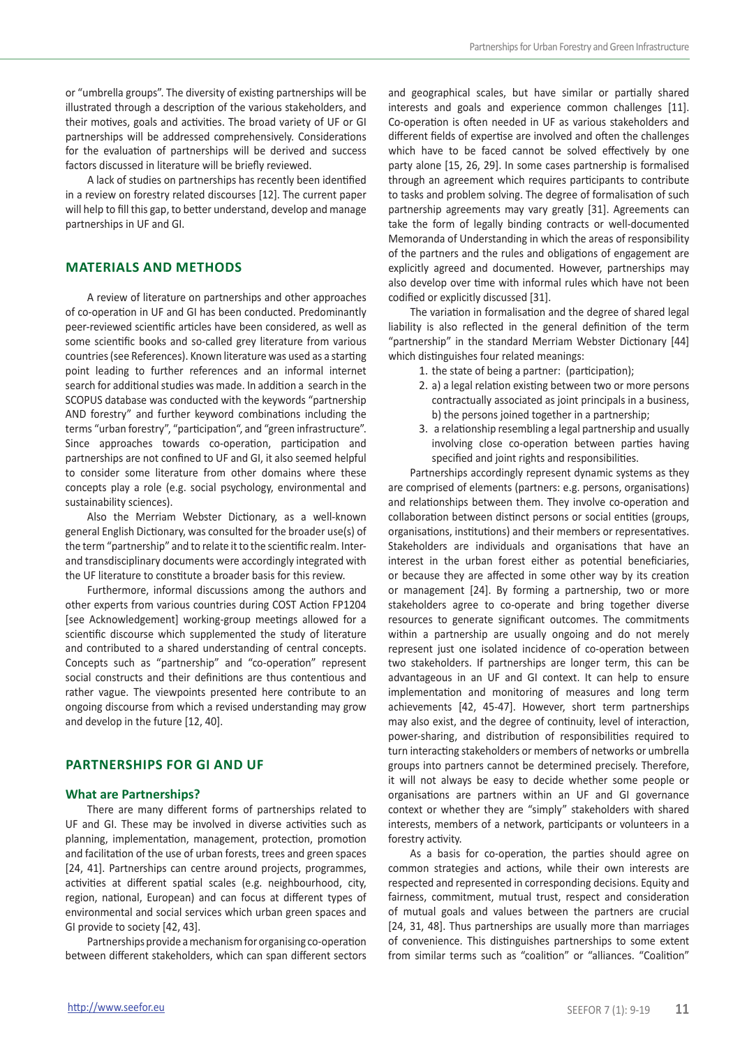or "umbrella groups". The diversity of existing partnerships will be illustrated through a description of the various stakeholders, and their motives, goals and activities. The broad variety of UF or GI partnerships will be addressed comprehensively. Considerations for the evaluation of partnerships will be derived and success factors discussed in literature will be briefly reviewed.

A lack of studies on partnerships has recently been identified in a review on forestry related discourses [12]. The current paper will help to fill this gap, to better understand, develop and manage partnerships in UF and GI.

## MATERIALS AND METHODS

A review of literature on partnerships and other approaches of co-operation in UF and GI has been conducted. Predominantly peer-reviewed scientific articles have been considered, as well as some scientific books and so-called grey literature from various countries (see References). Known literature was used as a starting point leading to further references and an informal internet search for additional studies was made. In addition a search in the SCOPUS database was conducted with the keywords "partnership AND forestry" and further keyword combinations including the terms "urban forestry", "participation", and "green infrastructure". Since approaches towards co-operation, participation and partnerships are not confined to UF and GI, it also seemed helpful to consider some literature from other domains where these concepts play a role (e.g. social psychology, environmental and sustainability sciences).

Also the Merriam Webster Dictionary, as a well-known general English Dictionary, was consulted for the broader use(s) of the term "partnership" and to relate it to the scientific realm. Inter- and transdisciplinary documents were accordingly integrated with the UF literature to constitute a broader basis for this review.

Furthermore, informal discussions among the authors and other experts from various countries during COST Action FP1204 [see Acknowledgement] working-group meetings allowed for a scientific discourse which supplemented the study of literature and contributed to a shared understanding of central concepts. Concepts such as "partnership" and "co-operation" represent social constructs and their definitions are thus contentious and rather vague. The viewpoints presented here contribute to an ongoing discourse from which a revised understanding may grow and develop in the future [12, 40].

## PARTNERSHIPS FOR GI AND UF

### What are Partnerships?

There are many different forms of partnerships related to UF and GI. These may be involved in diverse activities such as planning, implementation, management, protection, promotion and facilitation of the use of urban forests, trees and green spaces [24, 41]. Partnerships can centre around projects, programmes, activities at different spatial scales (e.g. neighbourhood, city, region, national, European) and can focus at different types of environmental and social services which urban green spaces and GI provide to society [42, 43].

Partnerships provide a mechanism for organising co-operation between different stakeholders, which can span different sectors and geographical scales, but have similar or partially shared interests and goals and experience common challenges [11]. Co-operation is often needed in UF as various stakeholders and different fields of expertise are involved and often the challenges which have to be faced cannot be solved effectively by one party alone [15, 26, 29]. In some cases partnership is formalised through an agreement which requires participants to contribute to tasks and problem solving. The degree of formalisation of such partnership agreements may vary greatly [31]. Agreements can take the form of legally binding contracts or well-documented Memoranda of Understanding in which the areas of responsibility of the partners and the rules and obligations of engagement are explicitly agreed and documented. However, partnerships may also develop over time with informal rules which have not been codified or explicitly discussed [31].

The variation in formalisation and the degree of shared legal liability is also reflected in the general definition of the term "partnership" in the standard Merriam Webster Dictionary [44] which distinguishes four related meanings:

1. the state of being a partner: (participation);
2. a) a legal relation existing between two or more persons contractually associated as joint principals in a business, b) the persons joined together in a partnership;
3. a relationship resembling a legal partnership and usually involving close co-operation between parties having specified and joint rights and responsibilities.

Partnerships accordingly represent dynamic systems as they are comprised of elements (partners: e.g. persons, organisations) and relationships between them. They involve co-operation and collaboration between distinct persons or social entities (groups, organisations, institutions) and their members or representatives. Stakeholders are individuals and organisations that have an interest in the urban forest either as potential beneficiaries, or because they are affected in some other way by its creation or management [24]. By forming a partnership, two or more stakeholders agree to co-operate and bring together diverse resources to generate significant outcomes. The commitments within a partnership are usually ongoing and do not merely represent just one isolated incidence of co-operation between two stakeholders. If partnerships are longer term, this can be advantageous in an UF and GI context. It can help to ensure implementation and monitoring of measures and long term achievements [42, 45-47]. However, short term partnerships may also exist, and the degree of continuity, level of interaction, power-sharing, and distribution of responsibilities required to turn interacting stakeholders or members of networks or umbrella groups into partners cannot be determined precisely. Therefore, it will not always be easy to decide whether some people or organisations are partners within an UF and GI governance context or whether they are "simply" stakeholders with shared interests, members of a network, participants or volunteers in a forestry activity.

As a basis for co-operation, the parties should agree on common strategies and actions, while their own interests are respected and represented in corresponding decisions. Equity and fairness, commitment, mutual trust, respect and consideration of mutual goals and values between the partners are crucial [24, 31, 48]. Thus partnerships are usually more than marriages of convenience. This distinguishes partnerships to some extent from similar terms such as "coalition" or "alliances. "Coalition"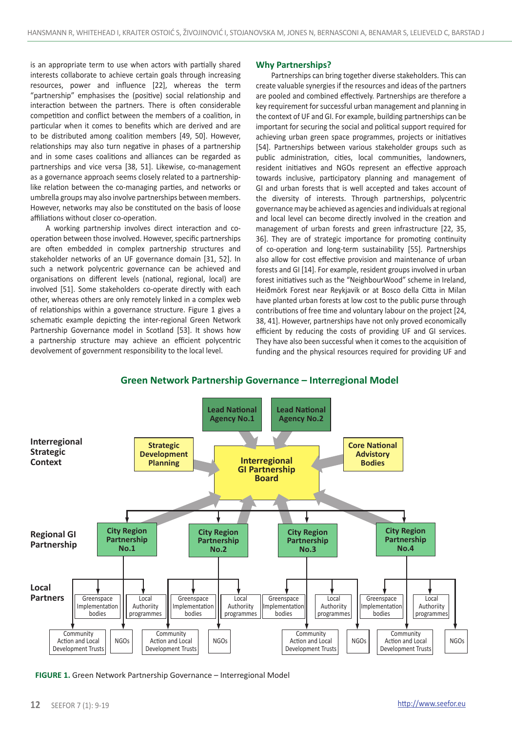is an appropriate term to use when actors with partially shared interests collaborate to achieve certain goals through increasing resources, power and influence [22], whereas the term "partnership" emphasises the (positive) social relationship and interaction between the partners. There is often considerable competition and conflict between the members of a coalition, in particular when it comes to benefits which are derived and are to be distributed among coalition members [49, 50]. However, relationships may also turn negative in phases of a partnership and in some cases coalitions and alliances can be regarded as partnerships and vice versa [38, 51]. Likewise, co-management as a governance approach seems closely related to a partnership-like relation between the co-managing parties, and networks or umbrella groups may also involve partnerships between members. However, networks may also be constituted on the basis of loose affiliations without closer co-operation.

A working partnership involves direct interaction and co-operation between those involved. However, specific partnerships are often embedded in complex partnership structures and stakeholder networks of an UF governance domain [31, 52]. In such a network polycentric governance can be achieved and organisations on different levels (national, regional, local) are involved [51]. Some stakeholders co-operate directly with each other, whereas others are only remotely linked in a complex web of relationships within a governance structure. Figure 1 gives a schematic example depicting the inter-regional Green Network Partnership Governance model in Scotland [53]. It shows how a partnership structure may achieve an efficient polycentric devolvement of government responsibility to the local level.

## Why Partnerships?

Partnerships can bring together diverse stakeholders. This can create valuable synergies if the resources and ideas of the partners are pooled and combined effectively. Partnerships are therefore a key requirement for successful urban management and planning in the context of UF and GI. For example, building partnerships can be important for securing the social and political support required for achieving urban green space programmes, projects or initiatives [54]. Partnerships between various stakeholder groups such as public administration, cities, local communities, landowners, resident initiatives and NGOs represent an effective approach towards inclusive, participatory planning and management of GI and urban forests that is well accepted and takes account of the diversity of interests. Through partnerships, polycentric governance may be achieved as agencies and individuals at regional and local level can become directly involved in the creation and management of urban forests and green infrastructure [22, 35, 36]. They are of strategic importance for promoting continuity of co-operation and long-term sustainability [55]. Partnerships also allow for cost effective provision and maintenance of urban forests and GI [14]. For example, resident groups involved in urban forest initiatives such as the "NeighbourWood" scheme in Ireland, Heiðmörk Forest near Reykjavik or at Bosco della Citta in Milan have planted urban forests at low cost to the public purse through contributions of free time and voluntary labour on the project [24, 38, 41]. However, partnerships have not only proved economically efficient by reducing the costs of providing UF and GI services. They have also been successful when it comes to the acquisition of funding and the physical resources required for providing UF and

**Green Network Partnership Governance – Interregional Model**

**Interregional Strategic Context**: Lead National Agency No.1; Lead National Agency No.2; Strategic Development Planning; Core National Advisory Bodies → Interregional GI Partnership Board

**Regional GI Partnership**: City Region Partnership No.1; City Region Partnership No.2; City Region Partnership No.3; City Region Partnership No.4

**Local Partners** (for each City Region Partnership): Greenspace Implementation bodies; Local Authority programmes; Community Action and Local Development Trusts; NGOs

**FIGURE 1.** Green Network Partnership Governance – Interregional Model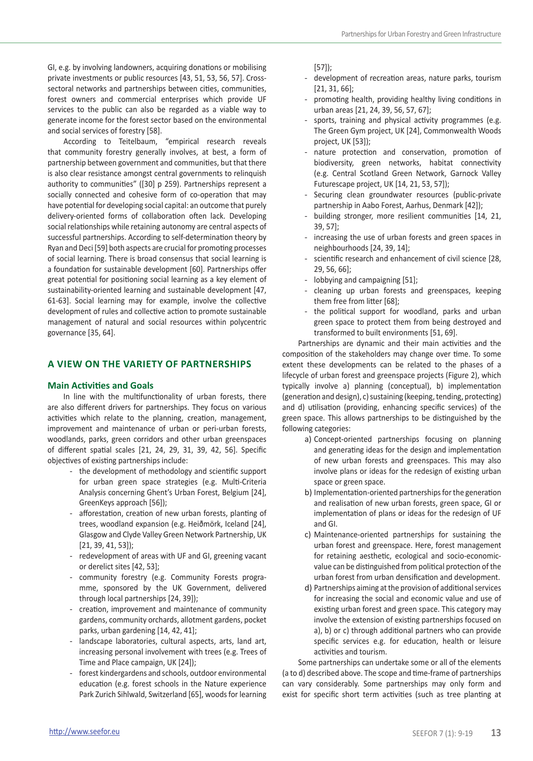GI, e.g. by involving landowners, acquiring donations or mobilising private investments or public resources [43, 51, 53, 56, 57]. Cross-sectoral networks and partnerships between cities, communities, forest owners and commercial enterprises which provide UF services to the public can also be regarded as a viable way to generate income for the forest sector based on the environmental and social services of forestry [58].

According to Teitelbaum, "empirical research reveals that community forestry generally involves, at best, a form of partnership between government and communities, but that there is also clear resistance amongst central governments to relinquish authority to communities" ([30] p 259). Partnerships represent a socially connected and cohesive form of co-operation that may have potential for developing social capital: an outcome that purely delivery-oriented forms of collaboration often lack. Developing social relationships while retaining autonomy are central aspects of successful partnerships. According to self-determination theory by Ryan and Deci [59] both aspects are crucial for promoting processes of social learning. There is broad consensus that social learning is a foundation for sustainable development [60]. Partnerships offer great potential for positioning social learning as a key element of sustainability-oriented learning and sustainable development [47, 61-63]. Social learning may for example, involve the collective development of rules and collective action to promote sustainable management of natural and social resources within polycentric governance [35, 64].

## A VIEW ON THE VARIETY OF PARTNERSHIPS

### Main Activities and Goals

In line with the multifunctionality of urban forests, there are also different drivers for partnerships. They focus on various activities which relate to the planning, creation, management, improvement and maintenance of urban or peri-urban forests, woodlands, parks, green corridors and other urban greenspaces of different spatial scales [21, 24, 29, 31, 39, 42, 56]. Specific objectives of existing partnerships include:

- the development of methodology and scientific support for urban green space strategies (e.g. Multi-Criteria Analysis concerning Ghent's Urban Forest, Belgium [24], GreenKeys approach [56]);
- afforestation, creation of new urban forests, planting of trees, woodland expansion (e.g. Heiðmörk, Iceland [24], Glasgow and Clyde Valley Green Network Partnership, UK [21, 39, 41, 53]);
- redevelopment of areas with UF and GI, greening vacant or derelict sites [42, 53];
- community forestry (e.g. Community Forests programme, sponsored by the UK Government, delivered through local partnerships [24, 39]);
- creation, improvement and maintenance of community gardens, community orchards, allotment gardens, pocket parks, urban gardening [14, 42, 41];
- landscape laboratories, cultural aspects, arts, land art, increasing personal involvement with trees (e.g. Trees of Time and Place campaign, UK [24]);
- forest kindergardens and schools, outdoor environmental education (e.g. forest schools in the Nature experience Park Zurich Sihlwald, Switzerland [65], woods for learning [57]);
- development of recreation areas, nature parks, tourism [21, 31, 66];
- promoting health, providing healthy living conditions in urban areas [21, 24, 39, 56, 57, 67];
- sports, training and physical activity programmes (e.g. The Green Gym project, UK [24], Commonwealth Woods project, UK [53]);
- nature protection and conservation, promotion of biodiversity, green networks, habitat connectivity (e.g. Central Scotland Green Network, Garnock Valley Futurescape project, UK [14, 21, 53, 57]);
- Securing clean groundwater resources (public-private partnership in Aabo Forest, Aarhus, Denmark [42]);
- building stronger, more resilient communities [14, 21, 39, 57];
- increasing the use of urban forests and green spaces in neighbourhoods [24, 39, 14];
- scientific research and enhancement of civil science [28, 29, 56, 66];
- lobbying and campaigning [51];
- cleaning up urban forests and greenspaces, keeping them free from litter [68];
- the political support for woodland, parks and urban green space to protect them from being destroyed and transformed to built environments [51, 69].

Partnerships are dynamic and their main activities and the composition of the stakeholders may change over time. To some extent these developments can be related to the phases of a lifecycle of urban forest and greenspace projects (Figure 2), which typically involve a) planning (conceptual), b) implementation (generation and design), c) sustaining (keeping, tending, protecting) and d) utilisation (providing, enhancing specific services) of the green space. This allows partnerships to be distinguished by the following categories:

a) Concept-oriented partnerships focusing on planning and generating ideas for the design and implementation of new urban forests and greenspaces. This may also involve plans or ideas for the redesign of existing urban space or green space.
b) Implementation-oriented partnerships for the generation and realisation of new urban forests, green space, GI or implementation of plans or ideas for the redesign of UF and GI.
c) Maintenance-oriented partnerships for sustaining the urban forest and greenspace. Here, forest management for retaining aesthetic, ecological and socio-economic-value can be distinguished from political protection of the urban forest from urban densification and development.
d) Partnerships aiming at the provision of additional services for increasing the social and economic value and use of existing urban forest and green space. This category may involve the extension of existing partnerships focused on a), b) or c) through additional partners who can provide specific services e.g. for education, health or leisure activities and tourism.

Some partnerships can undertake some or all of the elements (a to d) described above. The scope and time-frame of partnerships can vary considerably. Some partnerships may only form and exist for specific short term activities (such as tree planting at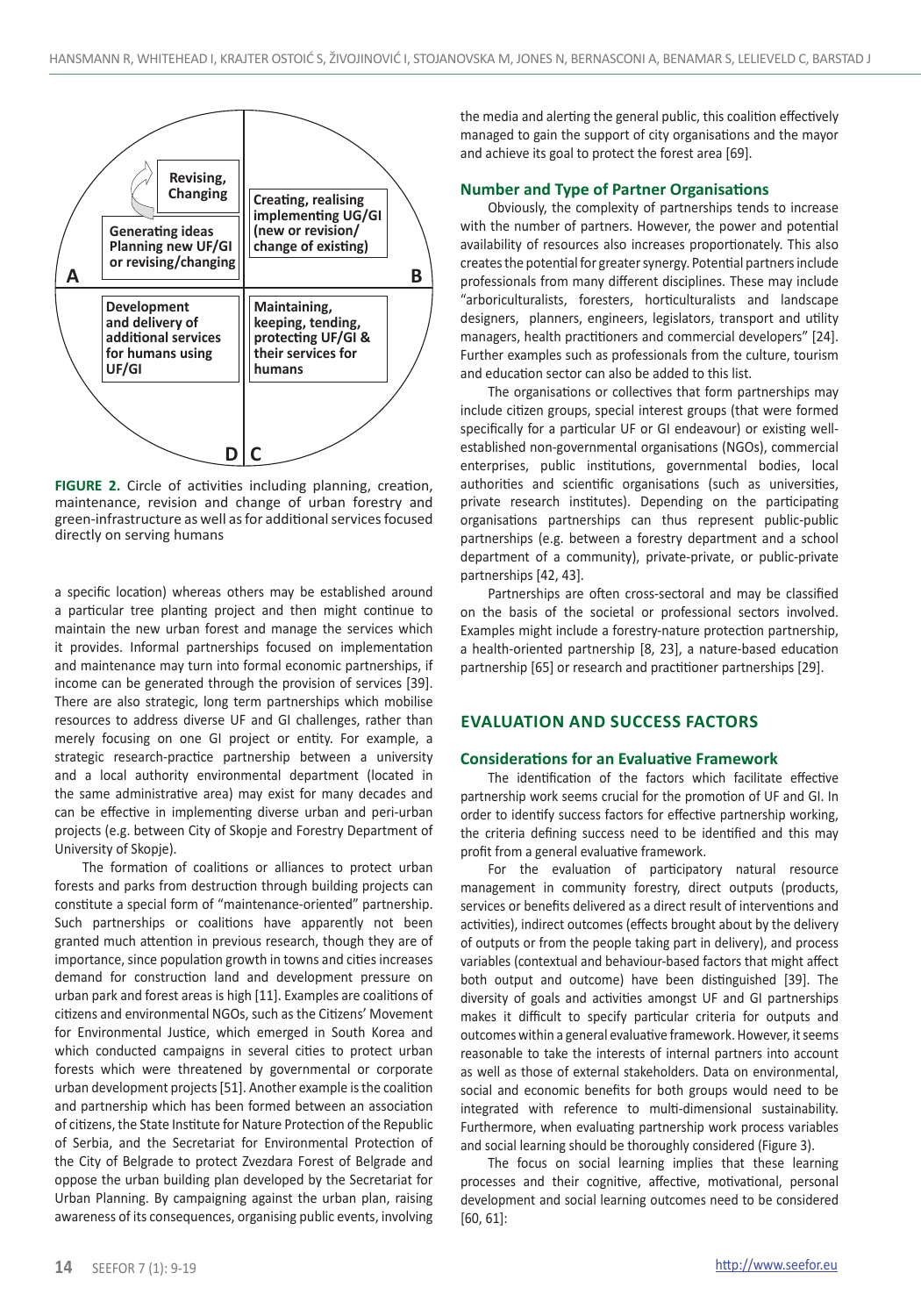A

Revising, Changing

Generating ideas Planning new UF/GI or revising/changing

Creating, realising implementing UG/GI (new or revision/ change of existing)

B

Development and delivery of additional services for humans using UF/GI

Maintaining, keeping, tending, protecting UF/GI & their services for humans

D | C

**FIGURE 2.** Circle of activities including planning, creation, maintenance, revision and change of urban forestry and green-infrastructure as well as for additional services focused directly on serving humans

a specific location) whereas others may be established around a particular tree planting project and then might continue to maintain the new urban forest and manage the services which it provides. Informal partnerships focused on implementation and maintenance may turn into formal economic partnerships, if income can be generated through the provision of services [39]. There are also strategic, long term partnerships which mobilise resources to address diverse UF and GI challenges, rather than merely focusing on one GI project or entity. For example, a strategic research-practice partnership between a university and a local authority environmental department (located in the same administrative area) may exist for many decades and can be effective in implementing diverse urban and peri-urban projects (e.g. between City of Skopje and Forestry Department of University of Skopje).

The formation of coalitions or alliances to protect urban forests and parks from destruction through building projects can constitute a special form of "maintenance-oriented" partnership. Such partnerships or coalitions have apparently not been granted much attention in previous research, though they are of importance, since population growth in towns and cities increases demand for construction land and development pressure on urban park and forest areas is high [11]. Examples are coalitions of citizens and environmental NGOs, such as the Citizens' Movement for Environmental Justice, which emerged in South Korea and which conducted campaigns in several cities to protect urban forests which were threatened by governmental or corporate urban development projects [51]. Another example is the coalition and partnership which has been formed between an association of citizens, the State Institute for Nature Protection of the Republic of Serbia, and the Secretariat for Environmental Protection of the City of Belgrade to protect Zvezdara Forest of Belgrade and oppose the urban building plan developed by the Secretariat for Urban Planning. By campaigning against the urban plan, raising awareness of its consequences, organising public events, involving the media and alerting the general public, this coalition effectively managed to gain the support of city organisations and the mayor and achieve its goal to protect the forest area [69].

### Number and Type of Partner Organisations

Obviously, the complexity of partnerships tends to increase with the number of partners. However, the power and potential availability of resources also increases proportionately. This also creates the potential for greater synergy. Potential partners include professionals from many different disciplines. These may include "arboriculturalists, foresters, horticulturalists and landscape designers, planners, engineers, legislators, transport and utility managers, health practitioners and commercial developers" [24]. Further examples such as professionals from the culture, tourism and education sector can also be added to this list.

The organisations or collectives that form partnerships may include citizen groups, special interest groups (that were formed specifically for a particular UF or GI endeavour) or existing well-established non-governmental organisations (NGOs), commercial enterprises, public institutions, governmental bodies, local authorities and scientific organisations (such as universities, private research institutes). Depending on the participating organisations partnerships can thus represent public-public partnerships (e.g. between a forestry department and a school department of a community), private-private, or public-private partnerships [42, 43].

Partnerships are often cross-sectoral and may be classified on the basis of the societal or professional sectors involved. Examples might include a forestry-nature protection partnership, a health-oriented partnership [8, 23], a nature-based education partnership [65] or research and practitioner partnerships [29].

## EVALUATION AND SUCCESS FACTORS

### Considerations for an Evaluative Framework

The identification of the factors which facilitate effective partnership work seems crucial for the promotion of UF and GI. In order to identify success factors for effective partnership working, the criteria defining success need to be identified and this may profit from a general evaluative framework.

For the evaluation of participatory natural resource management in community forestry, direct outputs (products, services or benefits delivered as a direct result of interventions and activities), indirect outcomes (effects brought about by the delivery of outputs or from the people taking part in delivery), and process variables (contextual and behaviour-based factors that might affect both output and outcome) have been distinguished [39]. The diversity of goals and activities amongst UF and GI partnerships makes it difficult to specify particular criteria for outputs and outcomes within a general evaluative framework. However, it seems reasonable to take the interests of internal partners into account as well as those of external stakeholders. Data on environmental, social and economic benefits for both groups would need to be integrated with reference to multi-dimensional sustainability. Furthermore, when evaluating partnership work process variables and social learning should be thoroughly considered (Figure 3).

The focus on social learning implies that these learning processes and their cognitive, affective, motivational, personal development and social learning outcomes need to be considered [60, 61]: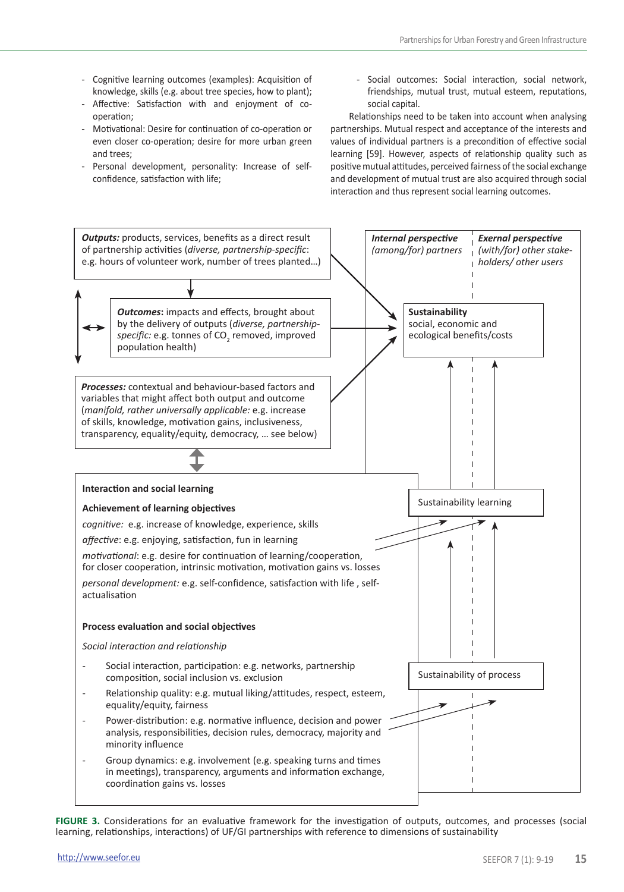- Cognitive learning outcomes (examples): Acquisition of knowledge, skills (e.g. about tree species, how to plant);
- Affective: Satisfaction with and enjoyment of co-operation;
- Motivational: Desire for continuation of co-operation or even closer co-operation; desire for more urban green and trees;
- Personal development, personality: Increase of self-confidence, satisfaction with life;
- Social outcomes: Social interaction, social network, friendships, mutual trust, mutual esteem, reputations, social capital.

Relationships need to be taken into account when analysing partnerships. Mutual respect and acceptance of the interests and values of individual partners is a precondition of effective social learning [59]. However, aspects of relationship quality such as positive mutual attitudes, perceived fairness of the social exchange and development of mutual trust are also acquired through social interaction and thus represent social learning outcomes.

***Outputs:*** products, services, benefits as a direct result of partnership activities (*diverse, partnership-specific*: e.g. hours of volunteer work, number of trees planted…)

***Outcomes*:** impacts and effects, brought about by the delivery of outputs (*diverse, partnership-specific:* e.g. tonnes of $CO_2$ removed, improved population health)

***Processes:*** contextual and behaviour-based factors and variables that might affect both output and outcome (*manifold, rather universally applicable:* e.g. increase of skills, knowledge, motivation gains, inclusiveness, transparency, equality/equity, democracy, … see below)

***Internal perspective*** *(among/for) partners*

***Exernal perspective*** *(with/for) other stake-holders/ other users*

**Sustainability**
social, economic and ecological benefits/costs

Sustainability learning

Sustainability of process

**Interaction and social learning**

**Achievement of learning objectives**

*cognitive:* e.g. increase of knowledge, experience, skills

*affective*: e.g. enjoying, satisfaction, fun in learning

*motivational*: e.g. desire for continuation of learning/cooperation, for closer cooperation, intrinsic motivation, motivation gains vs. losses

*personal development:* e.g. self-confidence, satisfaction with life , self-actualisation

**Process evaluation and social objectives**

*Social interaction and relationship*

- Social interaction, participation: e.g. networks, partnership composition, social inclusion vs. exclusion
- Relationship quality: e.g. mutual liking/attitudes, respect, esteem, equality/equity, fairness
- Power-distribution: e.g. normative influence, decision and power analysis, responsibilities, decision rules, democracy, majority and minority influence
- Group dynamics: e.g. involvement (e.g. speaking turns and times in meetings), transparency, arguments and information exchange, coordination gains vs. losses

**FIGURE 3.** Considerations for an evaluative framework for the investigation of outputs, outcomes, and processes (social learning, relationships, interactions) of UF/GI partnerships with reference to dimensions of sustainability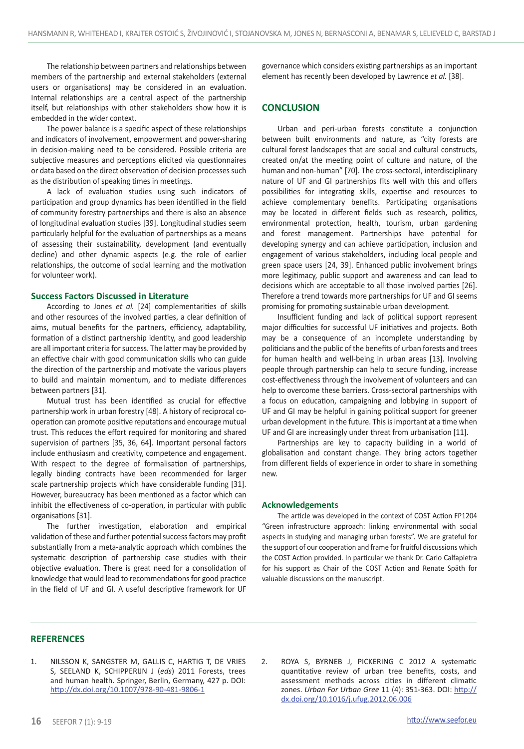The relationship between partners and relationships between members of the partnership and external stakeholders (external users or organisations) may be considered in an evaluation. Internal relationships are a central aspect of the partnership itself, but relationships with other stakeholders show how it is embedded in the wider context.

The power balance is a specific aspect of these relationships and indicators of involvement, empowerment and power-sharing in decision-making need to be considered. Possible criteria are subjective measures and perceptions elicited via questionnaires or data based on the direct observation of decision processes such as the distribution of speaking times in meetings.

A lack of evaluation studies using such indicators of participation and group dynamics has been identified in the field of community forestry partnerships and there is also an absence of longitudinal evaluation studies [39]. Longitudinal studies seem particularly helpful for the evaluation of partnerships as a means of assessing their sustainability, development (and eventually decline) and other dynamic aspects (e.g. the role of earlier relationships, the outcome of social learning and the motivation for volunteer work).

### Success Factors Discussed in Literature

According to Jones *et al.* [24] complementarities of skills and other resources of the involved parties, a clear definition of aims, mutual benefits for the partners, efficiency, adaptability, formation of a distinct partnership identity, and good leadership are all important criteria for success. The latter may be provided by an effective chair with good communication skills who can guide the direction of the partnership and motivate the various players to build and maintain momentum, and to mediate differences between partners [31].

Mutual trust has been identified as crucial for effective partnership work in urban forestry [48]. A history of reciprocal co-operation can promote positive reputations and encourage mutual trust. This reduces the effort required for monitoring and shared supervision of partners [35, 36, 64]. Important personal factors include enthusiasm and creativity, competence and engagement. With respect to the degree of formalisation of partnerships, legally binding contracts have been recommended for larger scale partnership projects which have considerable funding [31]. However, bureaucracy has been mentioned as a factor which can inhibit the effectiveness of co-operation, in particular with public organisations [31].

The further investigation, elaboration and empirical validation of these and further potential success factors may profit substantially from a meta-analytic approach which combines the systematic description of partnership case studies with their objective evaluation. There is great need for a consolidation of knowledge that would lead to recommendations for good practice in the field of UF and GI. A useful descriptive framework for UF governance which considers existing partnerships as an important element has recently been developed by Lawrence *et al.* [38].

## CONCLUSION

Urban and peri-urban forests constitute a conjunction between built environments and nature, as "city forests are cultural forest landscapes that are social and cultural constructs, created on/at the meeting point of culture and nature, of the human and non-human" [70]. The cross-sectoral, interdisciplinary nature of UF and GI partnerships fits well with this and offers possibilities for integrating skills, expertise and resources to achieve complementary benefits. Participating organisations may be located in different fields such as research, politics, environmental protection, health, tourism, urban gardening and forest management. Partnerships have potential for developing synergy and can achieve participation, inclusion and engagement of various stakeholders, including local people and green space users [24, 39]. Enhanced public involvement brings more legitimacy, public support and awareness and can lead to decisions which are acceptable to all those involved parties [26]. Therefore a trend towards more partnerships for UF and GI seems promising for promoting sustainable urban development.

Insufficient funding and lack of political support represent major difficulties for successful UF initiatives and projects. Both may be a consequence of an incomplete understanding by politicians and the public of the benefits of urban forests and trees for human health and well-being in urban areas [13]. Involving people through partnership can help to secure funding, increase cost-effectiveness through the involvement of volunteers and can help to overcome these barriers. Cross-sectoral partnerships with a focus on education, campaigning and lobbying in support of UF and GI may be helpful in gaining political support for greener urban development in the future. This is important at a time when UF and GI are increasingly under threat from urbanisation [11].

Partnerships are key to capacity building in a world of globalisation and constant change. They bring actors together from different fields of experience in order to share in something new.

### Acknowledgements

The article was developed in the context of COST Action FP1204 "Green infrastructure approach: linking environmental with social aspects in studying and managing urban forests". We are grateful for the support of our cooperation and frame for fruitful discussions which the COST Action provided. In particular we thank Dr. Carlo Calfapietra for his support as Chair of the COST Action and Renate Späth for valuable discussions on the manuscript.

## REFERENCES

1. NILSSON K, SANGSTER M, GALLIS C, HARTIG T, DE VRIES S, SEELAND K, SCHIPPERIJN J (*eds*) 2011 Forests, trees and human health. Springer, Berlin, Germany, 427 p. DOI: http://dx.doi.org/10.1007/978-90-481-9806-1
2. ROYA S, BYRNEB J, PICKERING C 2012 A systematic quantitative review of urban tree benefits, costs, and assessment methods across cities in different climatic zones. *Urban For Urban Gree* 11 (4): 351-363. DOI: http://dx.doi.org/10.1016/j.ufug.2012.06.006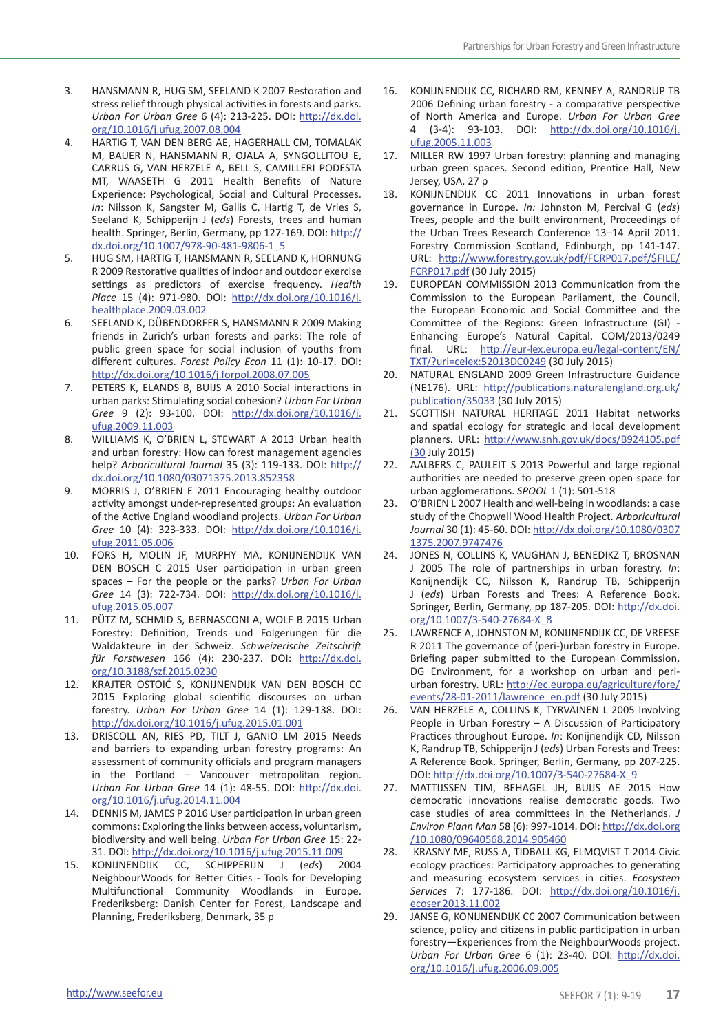3. HANSMANN R, HUG SM, SEELAND K 2007 Restoration and stress relief through physical activities in forests and parks. *Urban For Urban Gree* 6 (4): 213-225. DOI: http://dx.doi.org/10.1016/j.ufug.2007.08.004
4. HARTIG T, VAN DEN BERG AE, HAGERHALL CM, TOMALAK M, BAUER N, HANSMANN R, OJALA A, SYNGOLLITOU E, CARRUS G, VAN HERZELE A, BELL S, CAMILLERI PODESTA MT, WAASETH G 2011 Health Benefits of Nature Experience: Psychological, Social and Cultural Processes. *In*: Nilsson K, Sangster M, Gallis C, Hartig T, de Vries S, Seeland K, Schipperijn J (*eds*) Forests, trees and human health. Springer, Berlin, Germany, pp 127-169. DOI: http://dx.doi.org/10.1007/978-90-481-9806-1_5
5. HUG SM, HARTIG T, HANSMANN R, SEELAND K, HORNUNG R 2009 Restorative qualities of indoor and outdoor exercise settings as predictors of exercise frequency. *Health Place* 15 (4): 971-980. DOI: http://dx.doi.org/10.1016/j.healthplace.2009.03.002
6. SEELAND K, DÜBENDORFER S, HANSMANN R 2009 Making friends in Zurich's urban forests and parks: The role of public green space for social inclusion of youths from different cultures. *Forest Policy Econ* 11 (1): 10-17. DOI: http://dx.doi.org/10.1016/j.forpol.2008.07.005
7. PETERS K, ELANDS B, BUIJS A 2010 Social interactions in urban parks: Stimulating social cohesion? *Urban For Urban Gree* 9 (2): 93-100. DOI: http://dx.doi.org/10.1016/j.ufug.2009.11.003
8. WILLIAMS K, O'BRIEN L, STEWART A 2013 Urban health and urban forestry: How can forest management agencies help? *Arboricultural Journal* 35 (3): 119-133. DOI: http://dx.doi.org/10.1080/03071375.2013.852358
9. MORRIS J, O'BRIEN E 2011 Encouraging healthy outdoor activity amongst under-represented groups: An evaluation of the Active England woodland projects. *Urban For Urban Gree* 10 (4): 323-333. DOI: http://dx.doi.org/10.1016/j.ufug.2011.05.006
10. FORS H, MOLIN JF, MURPHY MA, KONIJNENDIJK VAN DEN BOSCH C 2015 User participation in urban green spaces – For the people or the parks? *Urban For Urban Gree* 14 (3): 722-734. DOI: http://dx.doi.org/10.1016/j.ufug.2015.05.007
11. PÜTZ M, SCHMID S, BERNASCONI A, WOLF B 2015 Urban Forestry: Definition, Trends und Folgerungen für die Waldakteure in der Schweiz. *Schweizerische Zeitschrift für Forstwesen* 166 (4): 230-237. DOI: http://dx.doi.org/10.3188/szf.2015.0230
12. KRAJTER OSTOIĆ S, KONIJNENDIJK VAN DEN BOSCH CC 2015 Exploring global scientific discourses on urban forestry. *Urban For Urban Gree* 14 (1): 129-138. DOI: http://dx.doi.org/10.1016/j.ufug.2015.01.001
13. DRISCOLL AN, RIES PD, TILT J, GANIO LM 2015 Needs and barriers to expanding urban forestry programs: An assessment of community officials and program managers in the Portland – Vancouver metropolitan region. *Urban For Urban Gree* 14 (1): 48-55. DOI: http://dx.doi.org/10.1016/j.ufug.2014.11.004
14. DENNIS M, JAMES P 2016 User participation in urban green commons: Exploring the links between access, voluntarism, biodiversity and well being. *Urban For Urban Gree* 15: 22-31. DOI: http://dx.doi.org/10.1016/j.ufug.2015.11.009
15. KONIJNENDIJK CC, SCHIPPERIJN J (*eds*) 2004 NeighbourWoods for Better Cities - Tools for Developing Multifunctional Community Woodlands in Europe. Frederiksberg: Danish Center for Forest, Landscape and Planning, Frederiksberg, Denmark, 35 p
16. KONIJNENDIJK CC, RICHARD RM, KENNEY A, RANDRUP TB 2006 Defining urban forestry - a comparative perspective of North America and Europe. *Urban For Urban Gree* 4 (3-4): 93-103. DOI: http://dx.doi.org/10.1016/j.ufug.2005.11.003
17. MILLER RW 1997 Urban forestry: planning and managing urban green spaces. Second edition, Prentice Hall, New Jersey, USA, 27 p
18. KONIJNENDIJK CC 2011 Innovations in urban forest governance in Europe. *In:* Johnston M, Percival G (*eds*) Trees, people and the built environment, Proceedings of the Urban Trees Research Conference 13–14 April 2011. Forestry Commission Scotland, Edinburgh, pp 141-147. URL: http://www.forestry.gov.uk/pdf/FCRP017.pdf/$FILE/FCRP017.pdf (30 July 2015)
19. EUROPEAN COMMISSION 2013 Communication from the Commission to the European Parliament, the Council, the European Economic and Social Committee and the Committee of the Regions: Green Infrastructure (GI) - Enhancing Europe's Natural Capital. COM/2013/0249 final. URL: http://eur-lex.europa.eu/legal-content/EN/TXT/?uri=celex:52013DC0249 (30 July 2015)
20. NATURAL ENGLAND 2009 Green Infrastructure Guidance (NE176). URL: http://publications.naturalengland.org.uk/publication/35033 (30 July 2015)
21. SCOTTISH NATURAL HERITAGE 2011 Habitat networks and spatial ecology for strategic and local development planners. URL: http://www.snh.gov.uk/docs/B924105.pdf (30 July 2015)
22. AALBERS C, PAULEIT S 2013 Powerful and large regional authorities are needed to preserve green open space for urban agglomerations. *SPOOL* 1 (1): 501-518
23. O'BRIEN L 2007 Health and well-being in woodlands: a case study of the Chopwell Wood Health Project. *Arboricultural Journal* 30 (1): 45-60. DOI: http://dx.doi.org/10.1080/03071375.2007.9747476
24. JONES N, COLLINS K, VAUGHAN J, BENEDIKZ T, BROSNAN J 2005 The role of partnerships in urban forestry. *In*: Konijnendijk CC, Nilsson K, Randrup TB, Schipperijn J (*eds*) Urban Forests and Trees: A Reference Book. Springer, Berlin, Germany, pp 187-205. DOI: http://dx.doi.org/10.1007/3-540-27684-X_8
25. LAWRENCE A, JOHNSTON M, KONIJNENDIJK CC, DE VREESE R 2011 The governance of (peri-)urban forestry in Europe. Briefing paper submitted to the European Commission, DG Environment, for a workshop on urban and peri-urban forestry. URL: http://ec.europa.eu/agriculture/fore/events/28-01-2011/lawrence_en.pdf (30 July 2015)
26. VAN HERZELE A, COLLINS K, TYRVÄINEN L 2005 Involving People in Urban Forestry – A Discussion of Participatory Practices throughout Europe. *In*: Konijnendijk CD, Nilsson K, Randrup TB, Schipperijn J (*eds*) Urban Forests and Trees: A Reference Book. Springer, Berlin, Germany, pp 207-225. DOI: http://dx.doi.org/10.1007/3-540-27684-X_9
27. MATTIJSSEN TJM, BEHAGEL JH, BUIJS AE 2015 How democratic innovations realise democratic goods. Two case studies of area committees in the Netherlands. *J Environ Plann Man* 58 (6): 997-1014. DOI: http://dx.doi.org/10.1080/09640568.2014.905460
28. KRASNY ME, RUSS A, TIDBALL KG, ELMQVIST T 2014 Civic ecology practices: Participatory approaches to generating and measuring ecosystem services in cities. *Ecosystem Services* 7: 177-186. DOI: http://dx.doi.org/10.1016/j.ecoser.2013.11.002
29. JANSE G, KONIJNENDIJK CC 2007 Communication between science, policy and citizens in public participation in urban forestry—Experiences from the NeighbourWoods project. *Urban For Urban Gree* 6 (1): 23-40. DOI: http://dx.doi.org/10.1016/j.ufug.2006.09.005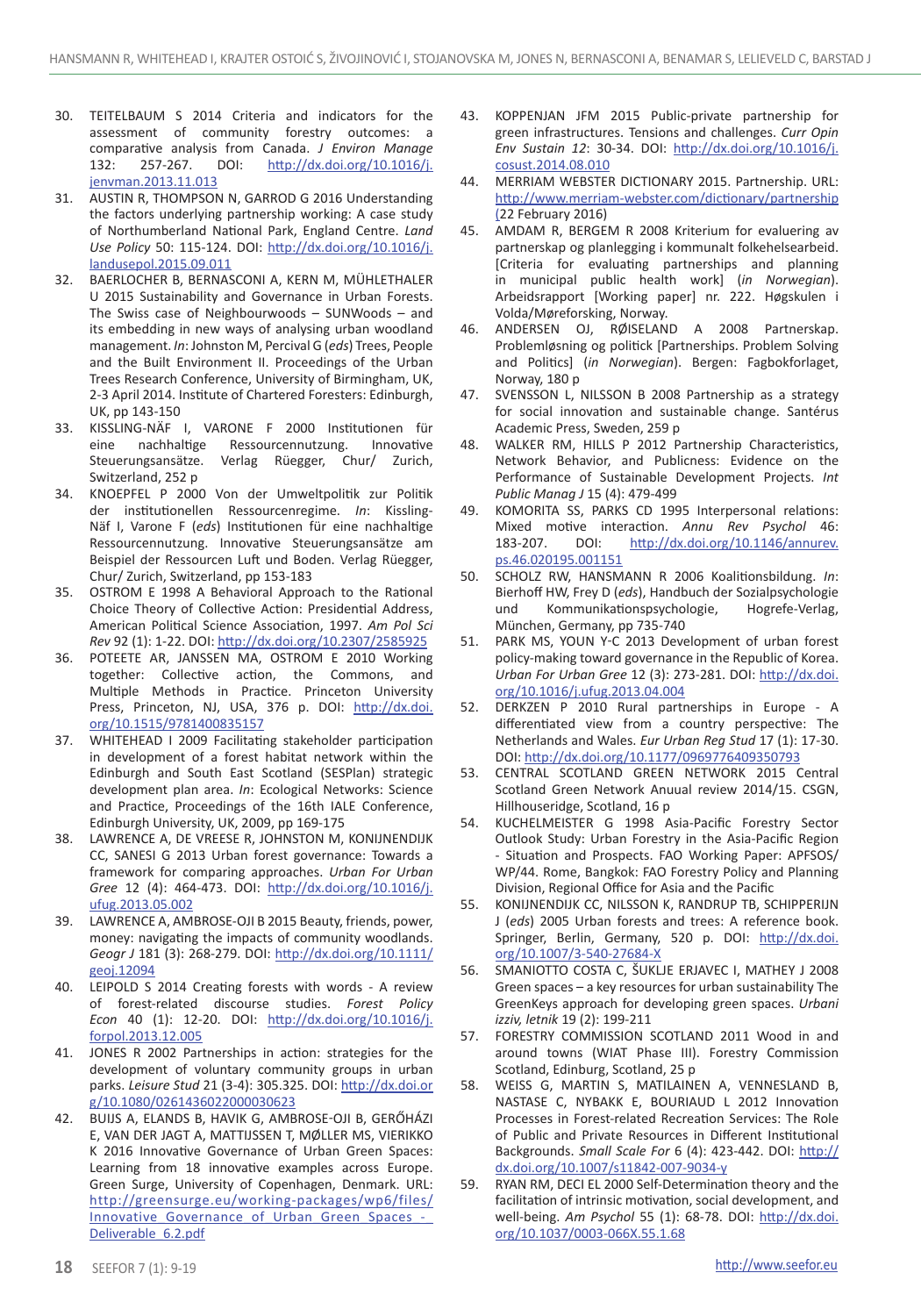30. TEITELBAUM S 2014 Criteria and indicators for the assessment of community forestry outcomes: a comparative analysis from Canada. *J Environ Manage* 132: 257-267. DOI: http://dx.doi.org/10.1016/j.jenvman.2013.11.013
31. AUSTIN R, THOMPSON N, GARROD G 2016 Understanding the factors underlying partnership working: A case study of Northumberland National Park, England Centre. *Land Use Policy* 50: 115-124. DOI: http://dx.doi.org/10.1016/j.landusepol.2015.09.011
32. BAERLOCHER B, BERNASCONI A, KERN M, MÜHLETHALER U 2015 Sustainability and Governance in Urban Forests. The Swiss case of Neighbourwoods – SUNWoods – and its embedding in new ways of analysing urban woodland management. *In*: Johnston M, Percival G (*eds*) Trees, People and the Built Environment II. Proceedings of the Urban Trees Research Conference, University of Birmingham, UK, 2-3 April 2014. Institute of Chartered Foresters: Edinburgh, UK, pp 143-150
33. KISSLING-NÄF I, VARONE F 2000 Institutionen für eine nachhaltige Ressourcennutzung. Innovative Steuerungsansätze. Verlag Rüegger, Chur/ Zurich, Switzerland, 252 p
34. KNOEPFEL P 2000 Von der Umweltpolitik zur Politik der institutionellen Ressourcenregime. *In*: Kissling-Näf I, Varone F (*eds*) Institutionen für eine nachhaltige Ressourcennutzung. Innovative Steuerungsansätze am Beispiel der Ressourcen Luft und Boden. Verlag Rüegger, Chur/ Zurich, Switzerland, pp 153-183
35. OSTROM E 1998 A Behavioral Approach to the Rational Choice Theory of Collective Action: Presidential Address, American Political Science Association, 1997. *Am Pol Sci Rev* 92 (1): 1-22. DOI: http://dx.doi.org/10.2307/2585925
36. POTEETE AR, JANSSEN MA, OSTROM E 2010 Working together: Collective action, the Commons, and Multiple Methods in Practice. Princeton University Press, Princeton, NJ, USA, 376 p. DOI: http://dx.doi.org/10.1515/9781400835157
37. WHITEHEAD I 2009 Facilitating stakeholder participation in development of a forest habitat network within the Edinburgh and South East Scotland (SESPlan) strategic development plan area. *In*: Ecological Networks: Science and Practice, Proceedings of the 16th IALE Conference, Edinburgh University, UK, 2009, pp 169-175
38. LAWRENCE A, DE VREESE R, JOHNSTON M, KONIJNENDIJK CC, SANESI G 2013 Urban forest governance: Towards a framework for comparing approaches. *Urban For Urban Gree* 12 (4): 464-473. DOI: http://dx.doi.org/10.1016/j.ufug.2013.05.002
39. LAWRENCE A, AMBROSE-OJI B 2015 Beauty, friends, power, money: navigating the impacts of community woodlands. *Geogr J* 181 (3): 268-279. DOI: http://dx.doi.org/10.1111/geoj.12094
40. LEIPOLD S 2014 Creating forests with words - A review of forest-related discourse studies. *Forest Policy Econ* 40 (1): 12-20. DOI: http://dx.doi.org/10.1016/j.forpol.2013.12.005
41. JONES R 2002 Partnerships in action: strategies for the development of voluntary community groups in urban parks. *Leisure Stud* 21 (3-4): 305.325. DOI: http://dx.doi.org/10.1080/0261436022000030623
42. BUIJS A, ELANDS B, HAVIK G, AMBROSE-OJI B, GERŐHÁZI E, VAN DER JAGT A, MATTIJSSEN T, MØLLER MS, VIERIKKO K 2016 Innovative Governance of Urban Green Spaces: Learning from 18 innovative examples across Europe. Green Surge, University of Copenhagen, Denmark. URL: http://greensurge.eu/working-packages/wp6/files/Innovative_Governance_of_Urban_Green_Spaces_-_Deliverable_6.2.pdf
43. KOPPENJAN JFM 2015 Public-private partnership for green infrastructures. Tensions and challenges. *Curr Opin Env Sustain 12*: 30-34. DOI: http://dx.doi.org/10.1016/j.cosust.2014.08.010
44. MERRIAM WEBSTER DICTIONARY 2015. Partnership. URL: http://www.merriam-webster.com/dictionary/partnership (22 February 2016)
45. AMDAM R, BERGEM R 2008 Kriterium for evaluering av partnerskap og planlegging i kommunalt folkehelsearbeid. [Criteria for evaluating partnerships and planning in municipal public health work] (*in Norwegian*). Arbeidsrapport [Working paper] nr. 222. Høgskulen i Volda/Møreforsking, Norway.
46. ANDERSEN OJ, RØISELAND A 2008 Partnerskap. Problemløsning og politick [Partnerships. Problem Solving and Politics] (*in Norwegian*). Bergen: Fagbokforlaget, Norway, 180 p
47. SVENSSON L, NILSSON B 2008 Partnership as a strategy for social innovation and sustainable change. Santérus Academic Press, Sweden, 259 p
48. WALKER RM, HILLS P 2012 Partnership Characteristics, Network Behavior, and Publicness: Evidence on the Performance of Sustainable Development Projects. *Int Public Manag J* 15 (4): 479-499
49. KOMORITA SS, PARKS CD 1995 Interpersonal relations: Mixed motive interaction. *Annu Rev Psychol* 46: 183-207. DOI: http://dx.doi.org/10.1146/annurev.ps.46.020195.001151
50. SCHOLZ RW, HANSMANN R 2006 Koalitionsbildung. *In*: Bierhoff HW, Frey D (*eds*), Handbuch der Sozialpsychologie und Kommunikationspsychologie, Hogrefe-Verlag, München, Germany, pp 735-740
51. PARK MS, YOUN Y-C 2013 Development of urban forest policy-making toward governance in the Republic of Korea. *Urban For Urban Gree* 12 (3): 273-281. DOI: http://dx.doi.org/10.1016/j.ufug.2013.04.004
52. DERKZEN P 2010 Rural partnerships in Europe - A differentiated view from a country perspective: The Netherlands and Wales. *Eur Urban Reg Stud* 17 (1): 17-30. DOI: http://dx.doi.org/10.1177/0969776409350793
53. CENTRAL SCOTLAND GREEN NETWORK 2015 Central Scotland Green Network Anuual review 2014/15. CSGN, Hillhouseridge, Scotland, 16 p
54. KUCHELMEISTER G 1998 Asia-Pacific Forestry Sector Outlook Study: Urban Forestry in the Asia-Pacific Region - Situation and Prospects. FAO Working Paper: APFSOS/WP/44. Rome, Bangkok: FAO Forestry Policy and Planning Division, Regional Office for Asia and the Pacific
55. KONIJNENDIJK CC, NILSSON K, RANDRUP TB, SCHIPPERIJN J (*eds*) 2005 Urban forests and trees: A reference book. Springer, Berlin, Germany, 520 p. DOI: http://dx.doi.org/10.1007/3-540-27684-X
56. SMANIOTTO COSTA C, ŠUKLJE ERJAVEC I, MATHEY J 2008 Green spaces – a key resources for urban sustainability The GreenKeys approach for developing green spaces. *Urbani izziv, letnik* 19 (2): 199-211
57. FORESTRY COMMISSION SCOTLAND 2011 Wood in and around towns (WIAT Phase III). Forestry Commission Scotland, Edinburg, Scotland, 25 p
58. WEISS G, MARTIN S, MATILAINEN A, VENNESLAND B, NASTASE C, NYBAKK E, BOURIAUD L 2012 Innovation Processes in Forest-related Recreation Services: The Role of Public and Private Resources in Different Institutional Backgrounds. *Small Scale For* 6 (4): 423-442. DOI: http://dx.doi.org/10.1007/s11842-007-9034-y
59. RYAN RM, DECI EL 2000 Self-Determination theory and the facilitation of intrinsic motivation, social development, and well-being. *Am Psychol* 55 (1): 68-78. DOI: http://dx.doi.org/10.1037/0003-066X.55.1.68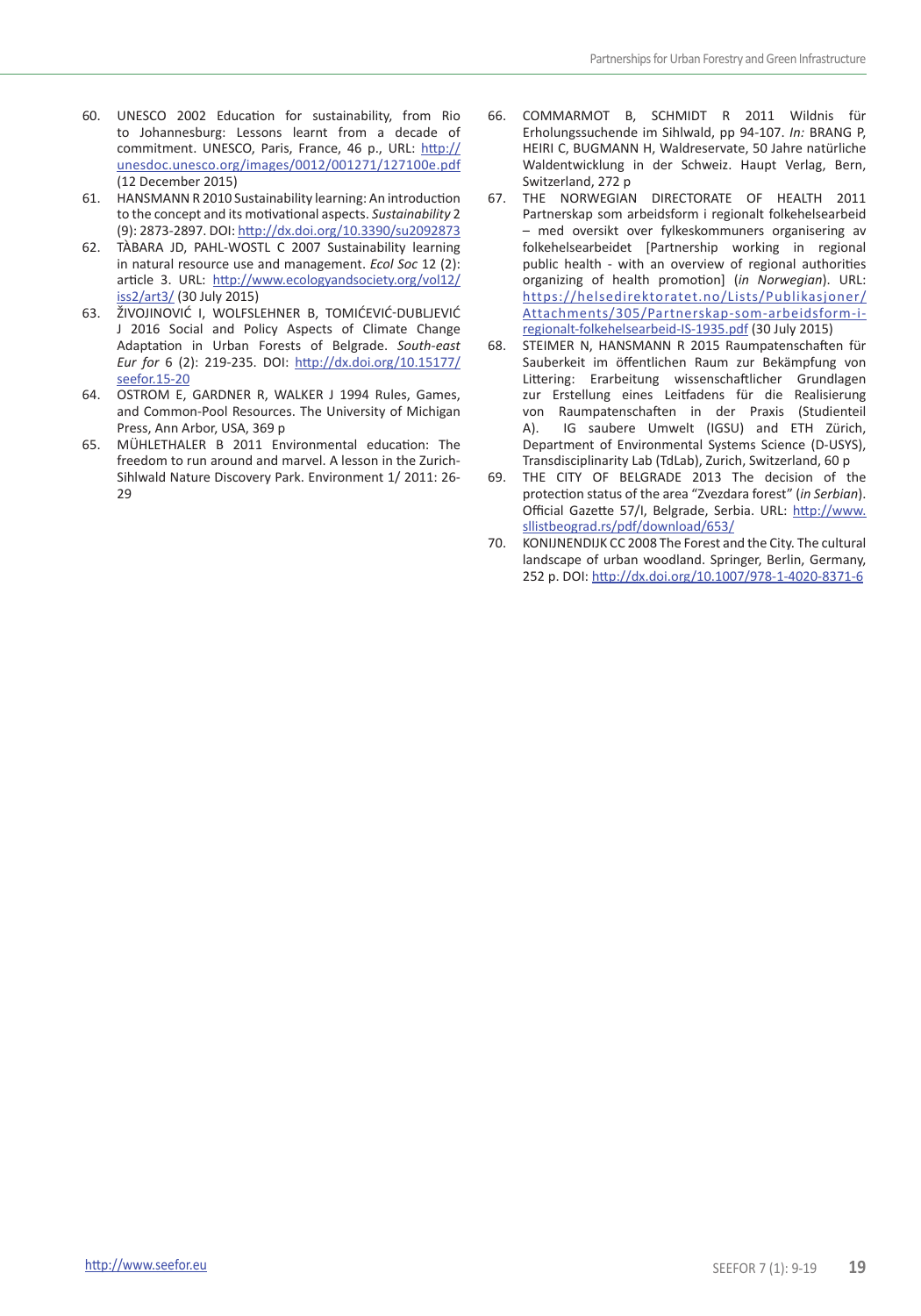60. UNESCO 2002 Education for sustainability, from Rio to Johannesburg: Lessons learnt from a decade of commitment. UNESCO, Paris, France, 46 p., URL: http://unesdoc.unesco.org/images/0012/001271/127100e.pdf (12 December 2015)
61. HANSMANN R 2010 Sustainability learning: An introduction to the concept and its motivational aspects. *Sustainability* 2 (9): 2873-2897. DOI: http://dx.doi.org/10.3390/su2092873
62. TÀBARA JD, PAHL-WOSTL C 2007 Sustainability learning in natural resource use and management. *Ecol Soc* 12 (2): article 3. URL: http://www.ecologyandsociety.org/vol12/iss2/art3/ (30 July 2015)
63. ŽIVOJINOVIĆ I, WOLFSLEHNER B, TOMIĆEVIĆ-DUBLJEVIĆ J 2016 Social and Policy Aspects of Climate Change Adaptation in Urban Forests of Belgrade. *South-east Eur for* 6 (2): 219-235. DOI: http://dx.doi.org/10.15177/seefor.15-20
64. OSTROM E, GARDNER R, WALKER J 1994 Rules, Games, and Common-Pool Resources. The University of Michigan Press, Ann Arbor, USA, 369 p
65. MÜHLETHALER B 2011 Environmental education: The freedom to run around and marvel. A lesson in the Zurich-Sihlwald Nature Discovery Park. Environment 1/ 2011: 26-29
66. COMMARMOT B, SCHMIDT R 2011 Wildnis für Erholungssuchende im Sihlwald, pp 94-107. *In:* BRANG P, HEIRI C, BUGMANN H, Waldreservate, 50 Jahre natürliche Waldentwicklung in der Schweiz. Haupt Verlag, Bern, Switzerland, 272 p
67. THE NORWEGIAN DIRECTORATE OF HEALTH 2011 Partnerskap som arbeidsform i regionalt folkehelsearbeid – med oversikt over fylkeskommuners organisering av folkehelsearbeidet [Partnership working in regional public health - with an overview of regional authorities organizing of health promotion] (*in Norwegian*). URL: https://helsedirektoratet.no/Lists/Publikasjoner/Attachments/305/Partnerskap-som-arbeidsform-i-regionalt-folkehelsearbeid-IS-1935.pdf (30 July 2015)
68. STEIMER N, HANSMANN R 2015 Raumpatenschaften für Sauberkeit im öffentlichen Raum zur Bekämpfung von Littering: Erarbeitung wissenschaftlicher Grundlagen zur Erstellung eines Leitfadens für die Realisierung von Raumpatenschaften in der Praxis (Studienteil A). IG saubere Umwelt (IGSU) and ETH Zürich, Department of Environmental Systems Science (D-USYS), Transdisciplinarity Lab (TdLab), Zurich, Switzerland, 60 p
69. THE CITY OF BELGRADE 2013 The decision of the protection status of the area "Zvezdara forest" (*in Serbian*). Official Gazette 57/I, Belgrade, Serbia. URL: http://www.sllistbeograd.rs/pdf/download/653/
70. KONIJNENDIJK CC 2008 The Forest and the City. The cultural landscape of urban woodland. Springer, Berlin, Germany, 252 p. DOI: http://dx.doi.org/10.1007/978-1-4020-8371-6